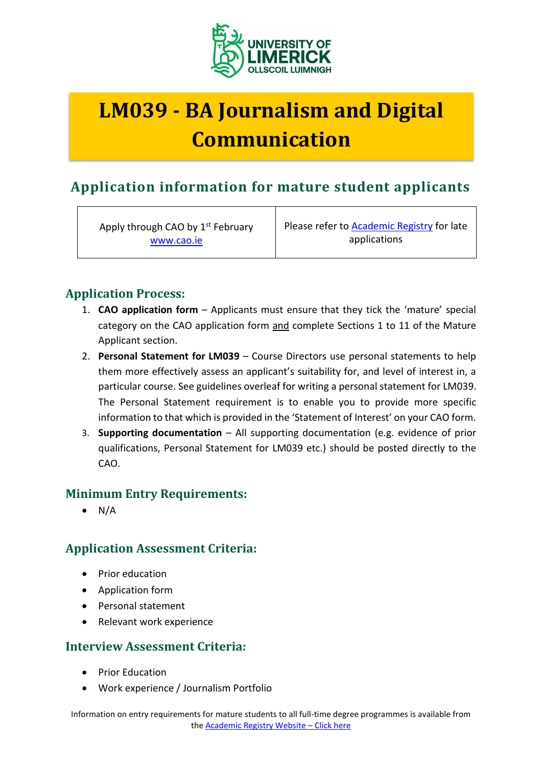# LM039 - BA Journalism and Digital Communication

## Application information for mature student applicants

| Apply through CAO by 1st February www.cao.ie | Please refer to Academic Registry for late applications |
|---|---|

### Application Process:

1. **CAO application form** – Applicants must ensure that they tick the 'mature' special category on the CAO application form and complete Sections 1 to 11 of the Mature Applicant section.
2. **Personal Statement for LM039** – Course Directors use personal statements to help them more effectively assess an applicant's suitability for, and level of interest in, a particular course. See guidelines overleaf for writing a personal statement for LM039. The Personal Statement requirement is to enable you to provide more specific information to that which is provided in the 'Statement of Interest' on your CAO form.
3. **Supporting documentation** – All supporting documentation (e.g. evidence of prior qualifications, Personal Statement for LM039 etc.) should be posted directly to the CAO.

### Minimum Entry Requirements:

- N/A

### Application Assessment Criteria:

- Prior education
- Application form
- Personal statement
- Relevant work experience

### Interview Assessment Criteria:

- Prior Education
- Work experience / Journalism Portfolio

Information on entry requirements for mature students to all full-time degree programmes is available from the Academic Registry Website – Click here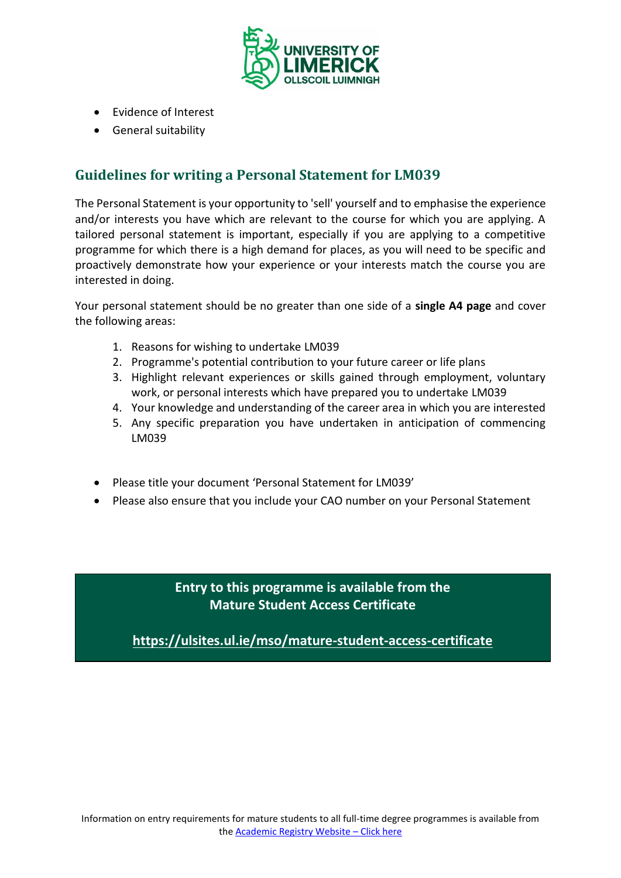- Evidence of Interest
- General suitability

## Guidelines for writing a Personal Statement for LM039

The Personal Statement is your opportunity to 'sell' yourself and to emphasise the experience and/or interests you have which are relevant to the course for which you are applying. A tailored personal statement is important, especially if you are applying to a competitive programme for which there is a high demand for places, as you will need to be specific and proactively demonstrate how your experience or your interests match the course you are interested in doing.

Your personal statement should be no greater than one side of a **single A4 page** and cover the following areas:

1. Reasons for wishing to undertake LM039
2. Programme's potential contribution to your future career or life plans
3. Highlight relevant experiences or skills gained through employment, voluntary work, or personal interests which have prepared you to undertake LM039
4. Your knowledge and understanding of the career area in which you are interested
5. Any specific preparation you have undertaken in anticipation of commencing LM039

- Please title your document 'Personal Statement for LM039'
- Please also ensure that you include your CAO number on your Personal Statement

**Entry to this programme is available from the Mature Student Access Certificate**

**https://ulsites.ul.ie/mso/mature-student-access-certificate**

Information on entry requirements for mature students to all full-time degree programmes is available from the Academic Registry Website – Click here